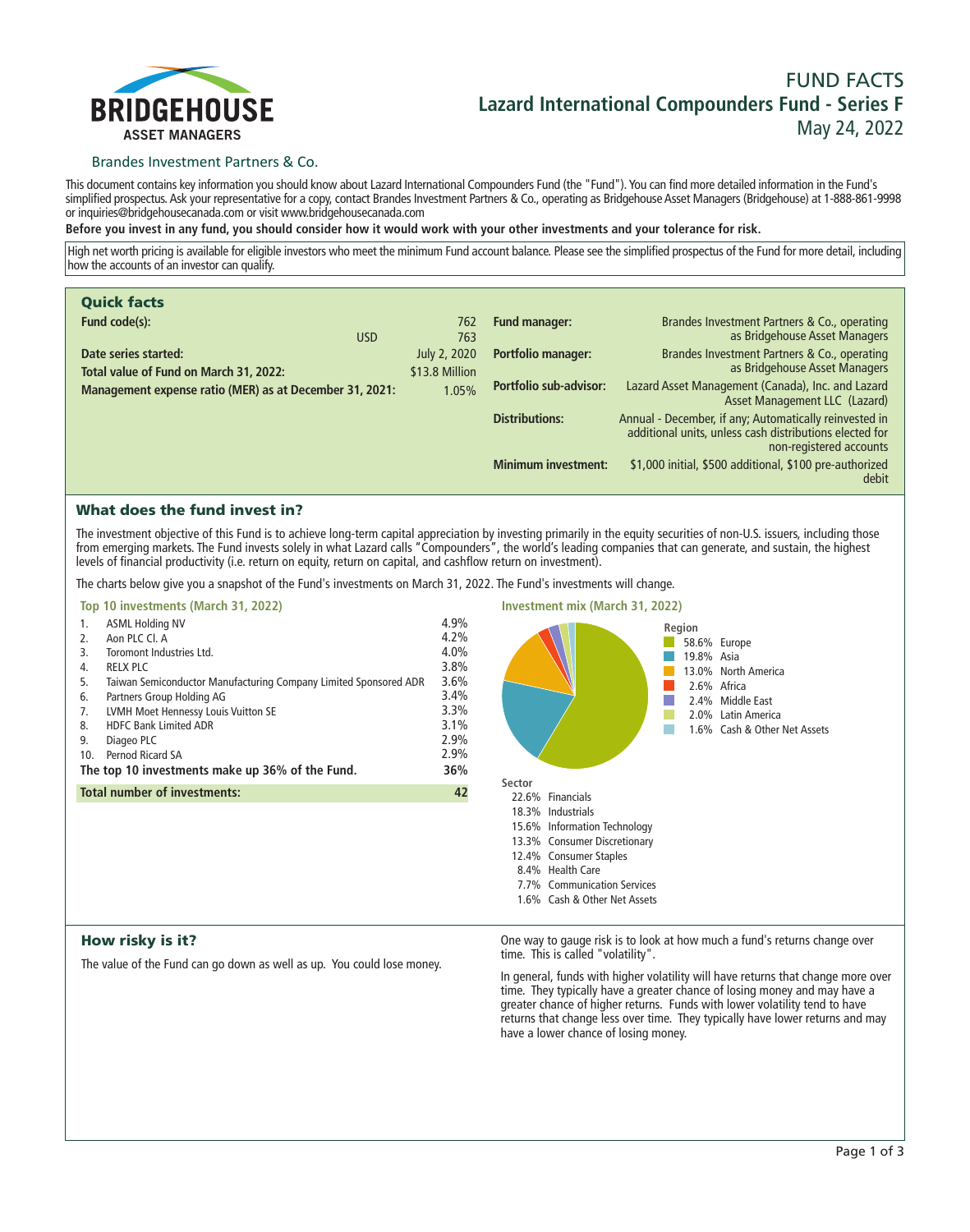BRIDGEHOUSE ASSET MANAGERS

Brandes Investment Partners & Co.

# FUND FACTS
# Lazard International Compounders Fund - Series F
May 24, 2022

This document contains key information you should know about Lazard International Compounders Fund (the "Fund"). You can find more detailed information in the Fund's simplified prospectus. Ask your representative for a copy, contact Brandes Investment Partners & Co., operating as Bridgehouse Asset Managers (Bridgehouse) at 1-888-861-9998 or inquiries@bridgehousecanada.com or visit www.bridgehousecanada.com

**Before you invest in any fund, you should consider how it would work with your other investments and your tolerance for risk.**

High net worth pricing is available for eligible investors who meet the minimum Fund account balance. Please see the simplified prospectus of the Fund for more detail, including how the accounts of an investor can qualify.

## Quick facts

| | |
|---|---|
| **Fund code(s):** | 762 |
| USD | 763 |
| **Date series started:** | July 2, 2020 |
| **Total value of Fund on March 31, 2022:** | $13.8 Million |
| **Management expense ratio (MER) as at December 31, 2021:** | 1.05% |

| | |
|---|---|
| **Fund manager:** | Brandes Investment Partners & Co., operating as Bridgehouse Asset Managers |
| **Portfolio manager:** | Brandes Investment Partners & Co., operating as Bridgehouse Asset Managers |
| **Portfolio sub-advisor:** | Lazard Asset Management (Canada), Inc. and Lazard Asset Management LLC (Lazard) |
| **Distributions:** | Annual - December, if any; Automatically reinvested in additional units, unless cash distributions elected for non-registered accounts |
| **Minimum investment:** | $1,000 initial, $500 additional, $100 pre-authorized debit |

## What does the fund invest in?

The investment objective of this Fund is to achieve long-term capital appreciation by investing primarily in the equity securities of non-U.S. issuers, including those from emerging markets. The Fund invests solely in what Lazard calls "Compounders", the world's leading companies that can generate, and sustain, the highest levels of financial productivity (i.e. return on equity, return on capital, and cashflow return on investment).

The charts below give you a snapshot of the Fund's investments on March 31, 2022. The Fund's investments will change.

### Top 10 investments (March 31, 2022)

| | | |
|---|---|---|
| 1. | ASML Holding NV | 4.9% |
| 2. | Aon PLC Cl. A | 4.2% |
| 3. | Toromont Industries Ltd. | 4.0% |
| 4. | RELX PLC | 3.8% |
| 5. | Taiwan Semiconductor Manufacturing Company Limited Sponsored ADR | 3.6% |
| 6. | Partners Group Holding AG | 3.4% |
| 7. | LVMH Moet Hennessy Louis Vuitton SE | 3.3% |
| 8. | HDFC Bank Limited ADR | 3.1% |
| 9. | Diageo PLC | 2.9% |
| 10. | Pernod Ricard SA | 2.9% |
| **The top 10 investments make up 36% of the Fund.** | | **36%** |
| **Total number of investments:** | | **42** |

### Investment mix (March 31, 2022)

**Region**

| | |
|---|---|
| 58.6% | Europe |
| 19.8% | Asia |
| 13.0% | North America |
| 2.6% | Africa |
| 2.4% | Middle East |
| 2.0% | Latin America |
| 1.6% | Cash & Other Net Assets |

**Sector**

| | |
|---|---|
| 22.6% | Financials |
| 18.3% | Industrials |
| 15.6% | Information Technology |
| 13.3% | Consumer Discretionary |
| 12.4% | Consumer Staples |
| 8.4% | Health Care |
| 7.7% | Communication Services |
| 1.6% | Cash & Other Net Assets |

## How risky is it?

The value of the Fund can go down as well as up. You could lose money.

One way to gauge risk is to look at how much a fund's returns change over time. This is called "volatility".

In general, funds with higher volatility will have returns that change more over time. They typically have a greater chance of losing money and may have a greater chance of higher returns. Funds with lower volatility tend to have returns that change less over time. They typically have lower returns and may have a lower chance of losing money.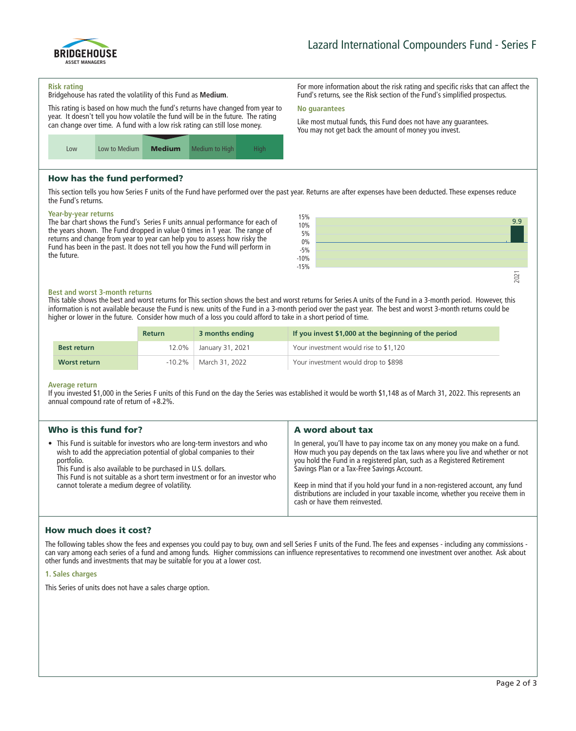# Lazard International Compounders Fund - Series F

### Risk rating

Bridgehouse has rated the volatility of this Fund as **Medium**.

This rating is based on how much the fund's returns have changed from year to year. It doesn't tell you how volatile the fund will be in the future. The rating can change over time. A fund with a low risk rating can still lose money.

| Low | Low to Medium | **Medium** | Medium to High | High |
|---|---|---|---|---|

For more information about the risk rating and specific risks that can affect the Fund's returns, see the Risk section of the Fund's simplified prospectus.

### No guarantees

Like most mutual funds, this Fund does not have any guarantees. You may not get back the amount of money you invest.

## How has the fund performed?

This section tells you how Series F units of the Fund have performed over the past year. Returns are after expenses have been deducted. These expenses reduce the Fund's returns.

### Year-by-year returns

The bar chart shows the Fund's Series F units annual performance for each of the years shown. The Fund dropped in value 0 times in 1 year. The range of returns and change from year to year can help you to assess how risky the Fund has been in the past. It does not tell you how the Fund will perform in the future.

| Year | Return (%) |
|---|---|
| 2021 | 9.9 |

### Best and worst 3-month returns

This table shows the best and worst returns for This section shows the best and worst returns for Series A units of the Fund in a 3-month period. However, this information is not available because the Fund is new. units of the Fund in a 3-month period over the past year. The best and worst 3-month returns could be higher or lower in the future. Consider how much of a loss you could afford to take in a short period of time.

| | Return | 3 months ending | If you invest $1,000 at the beginning of the period |
|---|---|---|---|
| **Best return** | 12.0% | January 31, 2021 | Your investment would rise to $1,120 |
| **Worst return** | -10.2% | March 31, 2022 | Your investment would drop to $898 |

### Average return

If you invested $1,000 in the Series F units of this Fund on the day the Series was established it would be worth $1,148 as of March 31, 2022. This represents an annual compound rate of return of +8.2%.

## Who is this fund for?

- This Fund is suitable for investors who are long-term investors and who wish to add the appreciation potential of global companies to their portfolio.
  This Fund is also available to be purchased in U.S. dollars.
  This Fund is not suitable as a short term investment or for an investor who cannot tolerate a medium degree of volatility.

## A word about tax

In general, you'll have to pay income tax on any money you make on a fund. How much you pay depends on the tax laws where you live and whether or not you hold the Fund in a registered plan, such as a Registered Retirement Savings Plan or a Tax-Free Savings Account.

Keep in mind that if you hold your fund in a non-registered account, any fund distributions are included in your taxable income, whether you receive them in cash or have them reinvested.

## How much does it cost?

The following tables show the fees and expenses you could pay to buy, own and sell Series F units of the Fund. The fees and expenses - including any commissions - can vary among each series of a fund and among funds. Higher commissions can influence representatives to recommend one investment over another. Ask about other funds and investments that may be suitable for you at a lower cost.

### 1. Sales charges

This Series of units does not have a sales charge option.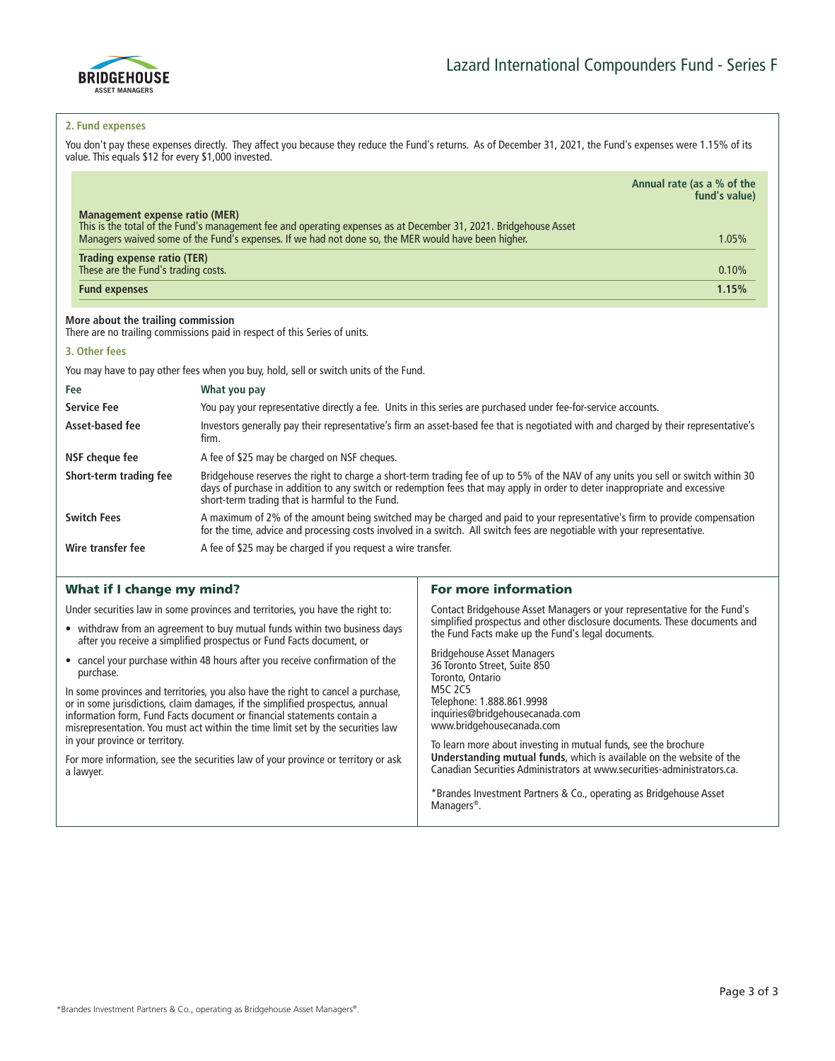## 2. Fund expenses

You don't pay these expenses directly. They affect you because they reduce the Fund's returns. As of December 31, 2021, the Fund's expenses were 1.15% of its value. This equals $12 for every $1,000 invested.

| | Annual rate (as a % of the fund's value) |
|---|---|
| **Management expense ratio (MER)**<br>This is the total of the Fund's management fee and operating expenses as at December 31, 2021. Bridgehouse Asset Managers waived some of the Fund's expenses. If we had not done so, the MER would have been higher. | 1.05% |
| **Trading expense ratio (TER)**<br>These are the Fund's trading costs. | 0.10% |
| **Fund expenses** | **1.15%** |

**More about the trailing commission**

There are no trailing commissions paid in respect of this Series of units.

## 3. Other fees

You may have to pay other fees when you buy, hold, sell or switch units of the Fund.

| Fee | What you pay |
|---|---|
| **Service Fee** | You pay your representative directly a fee. Units in this series are purchased under fee-for-service accounts. |
| **Asset-based fee** | Investors generally pay their representative's firm an asset-based fee that is negotiated with and charged by their representative's firm. |
| **NSF cheque fee** | A fee of $25 may be charged on NSF cheques. |
| **Short-term trading fee** | Bridgehouse reserves the right to charge a short-term trading fee of up to 5% of the NAV of any units you sell or switch within 30 days of purchase in addition to any switch or redemption fees that may apply in order to deter inappropriate and excessive short-term trading that is harmful to the Fund. |
| **Switch Fees** | A maximum of 2% of the amount being switched may be charged and paid to your representative's firm to provide compensation for the time, advice and processing costs involved in a switch. All switch fees are negotiable with your representative. |
| **Wire transfer fee** | A fee of $25 may be charged if you request a wire transfer. |

## What if I change my mind?

Under securities law in some provinces and territories, you have the right to:

- withdraw from an agreement to buy mutual funds within two business days after you receive a simplified prospectus or Fund Facts document, or
- cancel your purchase within 48 hours after you receive confirmation of the purchase.

In some provinces and territories, you also have the right to cancel a purchase, or in some jurisdictions, claim damages, if the simplified prospectus, annual information form, Fund Facts document or financial statements contain a misrepresentation. You must act within the time limit set by the securities law in your province or territory.

For more information, see the securities law of your province or territory or ask a lawyer.

## For more information

Contact Bridgehouse Asset Managers or your representative for the Fund's simplified prospectus and other disclosure documents. These documents and the Fund Facts make up the Fund's legal documents.

Bridgehouse Asset Managers
36 Toronto Street, Suite 850
Toronto, Ontario
M5C 2C5
Telephone: 1.888.861.9998
inquiries@bridgehousecanada.com
www.bridgehousecanada.com

To learn more about investing in mutual funds, see the brochure **Understanding mutual funds**, which is available on the website of the Canadian Securities Administrators at www.securities-administrators.ca.

*Brandes Investment Partners & Co., operating as Bridgehouse Asset Managers®.